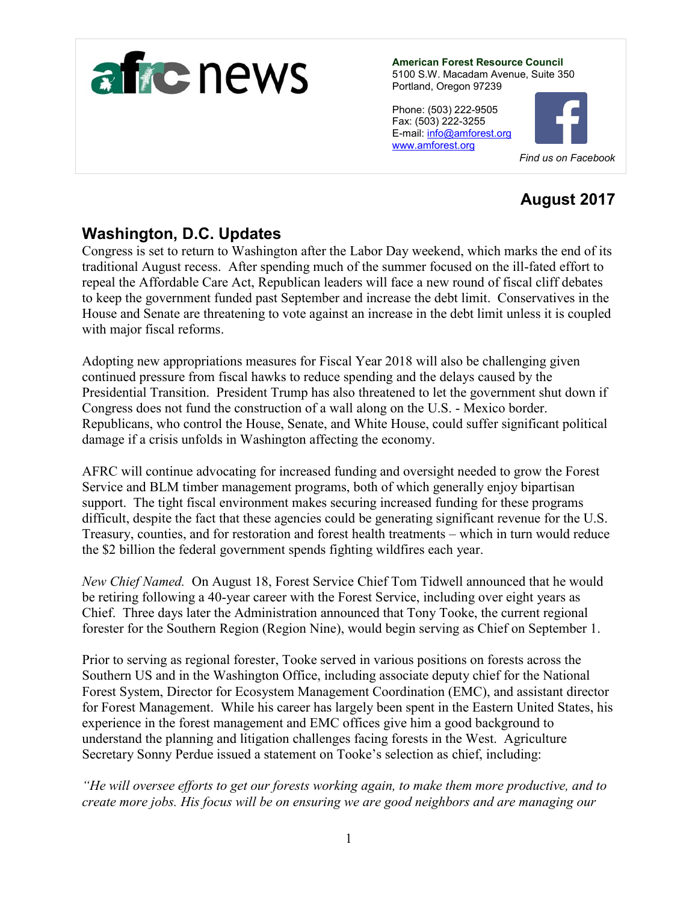# afrc news

**American Forest Resource Council**
5100 S.W. Macadam Avenue, Suite 350
Portland, Oregon 97239

Phone: (503) 222-9505
Fax: (503) 222-3255
E-mail: info@amforest.org
www.amforest.org

*Find us on Facebook*

**August 2017**

## Washington, D.C. Updates

Congress is set to return to Washington after the Labor Day weekend, which marks the end of its traditional August recess. After spending much of the summer focused on the ill-fated effort to repeal the Affordable Care Act, Republican leaders will face a new round of fiscal cliff debates to keep the government funded past September and increase the debt limit. Conservatives in the House and Senate are threatening to vote against an increase in the debt limit unless it is coupled with major fiscal reforms.

Adopting new appropriations measures for Fiscal Year 2018 will also be challenging given continued pressure from fiscal hawks to reduce spending and the delays caused by the Presidential Transition. President Trump has also threatened to let the government shut down if Congress does not fund the construction of a wall along on the U.S. - Mexico border. Republicans, who control the House, Senate, and White House, could suffer significant political damage if a crisis unfolds in Washington affecting the economy.

AFRC will continue advocating for increased funding and oversight needed to grow the Forest Service and BLM timber management programs, both of which generally enjoy bipartisan support. The tight fiscal environment makes securing increased funding for these programs difficult, despite the fact that these agencies could be generating significant revenue for the U.S. Treasury, counties, and for restoration and forest health treatments – which in turn would reduce the $2 billion the federal government spends fighting wildfires each year.

*New Chief Named.* On August 18, Forest Service Chief Tom Tidwell announced that he would be retiring following a 40-year career with the Forest Service, including over eight years as Chief. Three days later the Administration announced that Tony Tooke, the current regional forester for the Southern Region (Region Nine), would begin serving as Chief on September 1.

Prior to serving as regional forester, Tooke served in various positions on forests across the Southern US and in the Washington Office, including associate deputy chief for the National Forest System, Director for Ecosystem Management Coordination (EMC), and assistant director for Forest Management. While his career has largely been spent in the Eastern United States, his experience in the forest management and EMC offices give him a good background to understand the planning and litigation challenges facing forests in the West. Agriculture Secretary Sonny Perdue issued a statement on Tooke's selection as chief, including:

*"He will oversee efforts to get our forests working again, to make them more productive, and to create more jobs. His focus will be on ensuring we are good neighbors and are managing our*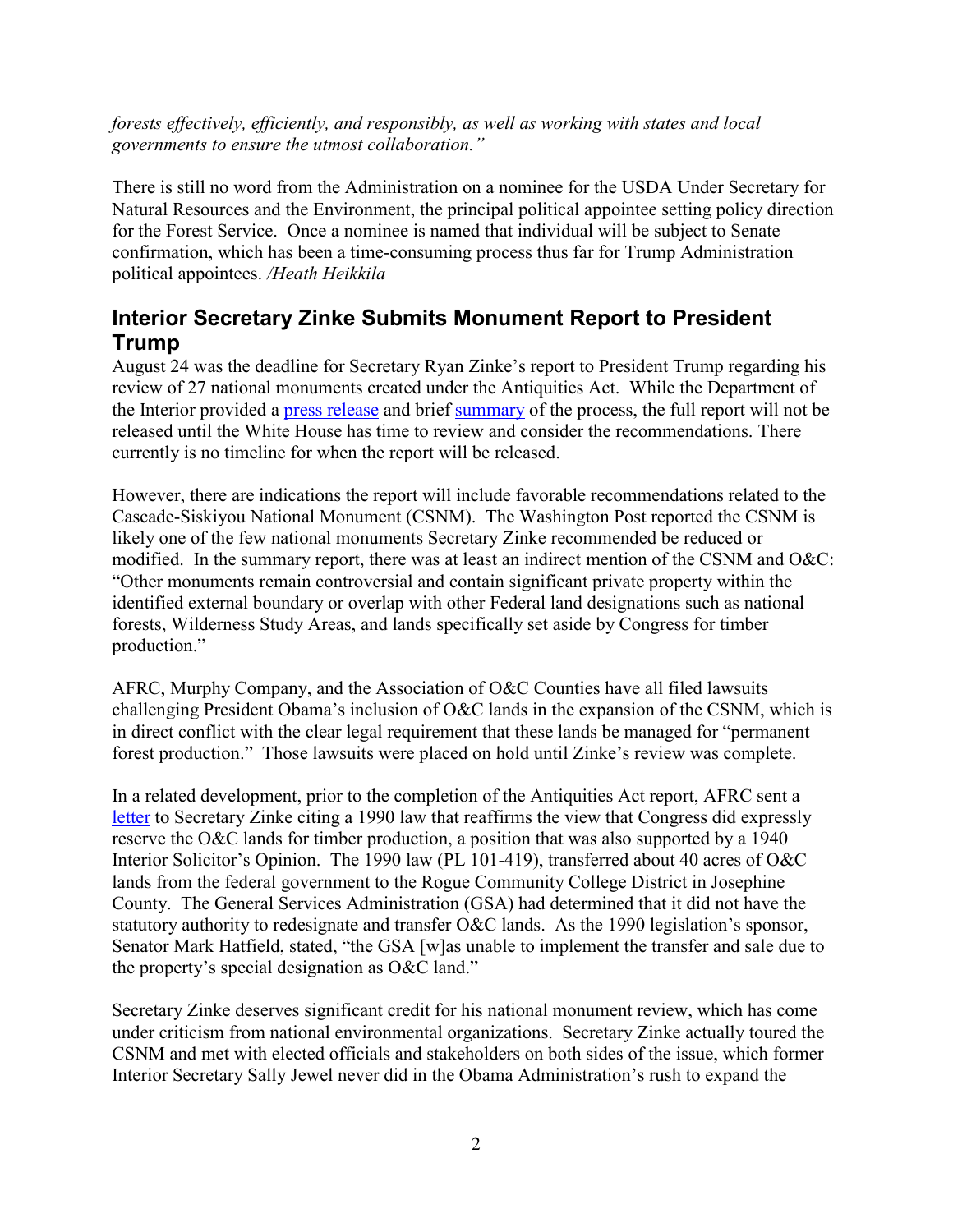*forests effectively, efficiently, and responsibly, as well as working with states and local governments to ensure the utmost collaboration."*

There is still no word from the Administration on a nominee for the USDA Under Secretary for Natural Resources and the Environment, the principal political appointee setting policy direction for the Forest Service. Once a nominee is named that individual will be subject to Senate confirmation, which has been a time-consuming process thus far for Trump Administration political appointees. */Heath Heikkila*

## Interior Secretary Zinke Submits Monument Report to President Trump

August 24 was the deadline for Secretary Ryan Zinke's report to President Trump regarding his review of 27 national monuments created under the Antiquities Act. While the Department of the Interior provided a press release and brief summary of the process, the full report will not be released until the White House has time to review and consider the recommendations. There currently is no timeline for when the report will be released.

However, there are indications the report will include favorable recommendations related to the Cascade-Siskiyou National Monument (CSNM). The Washington Post reported the CSNM is likely one of the few national monuments Secretary Zinke recommended be reduced or modified. In the summary report, there was at least an indirect mention of the CSNM and O&C: "Other monuments remain controversial and contain significant private property within the identified external boundary or overlap with other Federal land designations such as national forests, Wilderness Study Areas, and lands specifically set aside by Congress for timber production."

AFRC, Murphy Company, and the Association of O&C Counties have all filed lawsuits challenging President Obama's inclusion of O&C lands in the expansion of the CSNM, which is in direct conflict with the clear legal requirement that these lands be managed for "permanent forest production." Those lawsuits were placed on hold until Zinke's review was complete.

In a related development, prior to the completion of the Antiquities Act report, AFRC sent a letter to Secretary Zinke citing a 1990 law that reaffirms the view that Congress did expressly reserve the O&C lands for timber production, a position that was also supported by a 1940 Interior Solicitor's Opinion. The 1990 law (PL 101-419), transferred about 40 acres of O&C lands from the federal government to the Rogue Community College District in Josephine County. The General Services Administration (GSA) had determined that it did not have the statutory authority to redesignate and transfer O&C lands. As the 1990 legislation's sponsor, Senator Mark Hatfield, stated, "the GSA [w]as unable to implement the transfer and sale due to the property's special designation as O&C land."

Secretary Zinke deserves significant credit for his national monument review, which has come under criticism from national environmental organizations. Secretary Zinke actually toured the CSNM and met with elected officials and stakeholders on both sides of the issue, which former Interior Secretary Sally Jewel never did in the Obama Administration's rush to expand the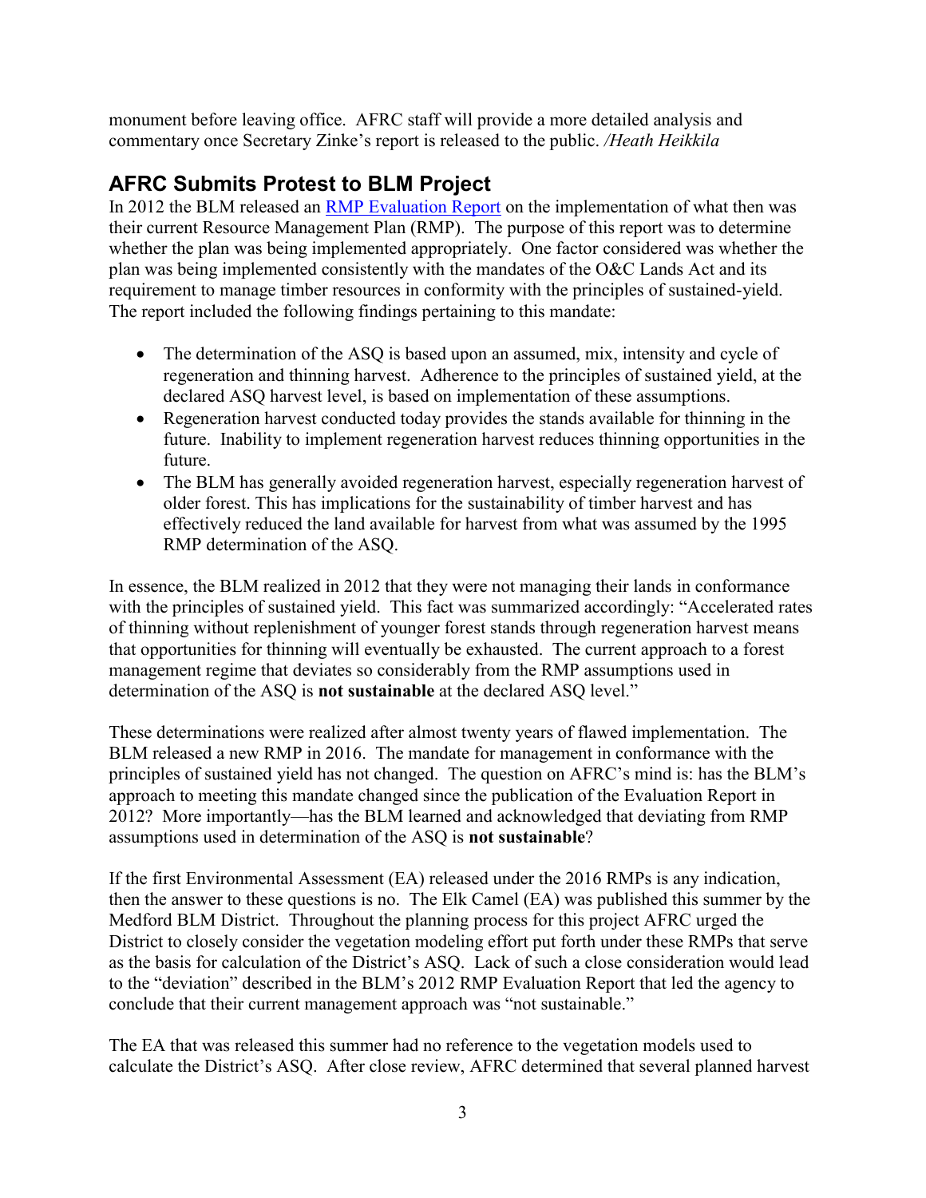monument before leaving office. AFRC staff will provide a more detailed analysis and commentary once Secretary Zinke's report is released to the public. */Heath Heikkila*

## AFRC Submits Protest to BLM Project

In 2012 the BLM released an [RMP Evaluation Report] on the implementation of what then was their current Resource Management Plan (RMP). The purpose of this report was to determine whether the plan was being implemented appropriately. One factor considered was whether the plan was being implemented consistently with the mandates of the O&C Lands Act and its requirement to manage timber resources in conformity with the principles of sustained-yield. The report included the following findings pertaining to this mandate:

- The determination of the ASQ is based upon an assumed, mix, intensity and cycle of regeneration and thinning harvest. Adherence to the principles of sustained yield, at the declared ASQ harvest level, is based on implementation of these assumptions.
- Regeneration harvest conducted today provides the stands available for thinning in the future. Inability to implement regeneration harvest reduces thinning opportunities in the future.
- The BLM has generally avoided regeneration harvest, especially regeneration harvest of older forest. This has implications for the sustainability of timber harvest and has effectively reduced the land available for harvest from what was assumed by the 1995 RMP determination of the ASQ.

In essence, the BLM realized in 2012 that they were not managing their lands in conformance with the principles of sustained yield. This fact was summarized accordingly: "Accelerated rates of thinning without replenishment of younger forest stands through regeneration harvest means that opportunities for thinning will eventually be exhausted. The current approach to a forest management regime that deviates so considerably from the RMP assumptions used in determination of the ASQ is **not sustainable** at the declared ASQ level."

These determinations were realized after almost twenty years of flawed implementation. The BLM released a new RMP in 2016. The mandate for management in conformance with the principles of sustained yield has not changed. The question on AFRC's mind is: has the BLM's approach to meeting this mandate changed since the publication of the Evaluation Report in 2012? More importantly—has the BLM learned and acknowledged that deviating from RMP assumptions used in determination of the ASQ is **not sustainable**?

If the first Environmental Assessment (EA) released under the 2016 RMPs is any indication, then the answer to these questions is no. The Elk Camel (EA) was published this summer by the Medford BLM District. Throughout the planning process for this project AFRC urged the District to closely consider the vegetation modeling effort put forth under these RMPs that serve as the basis for calculation of the District's ASQ. Lack of such a close consideration would lead to the "deviation" described in the BLM's 2012 RMP Evaluation Report that led the agency to conclude that their current management approach was "not sustainable."

The EA that was released this summer had no reference to the vegetation models used to calculate the District's ASQ. After close review, AFRC determined that several planned harvest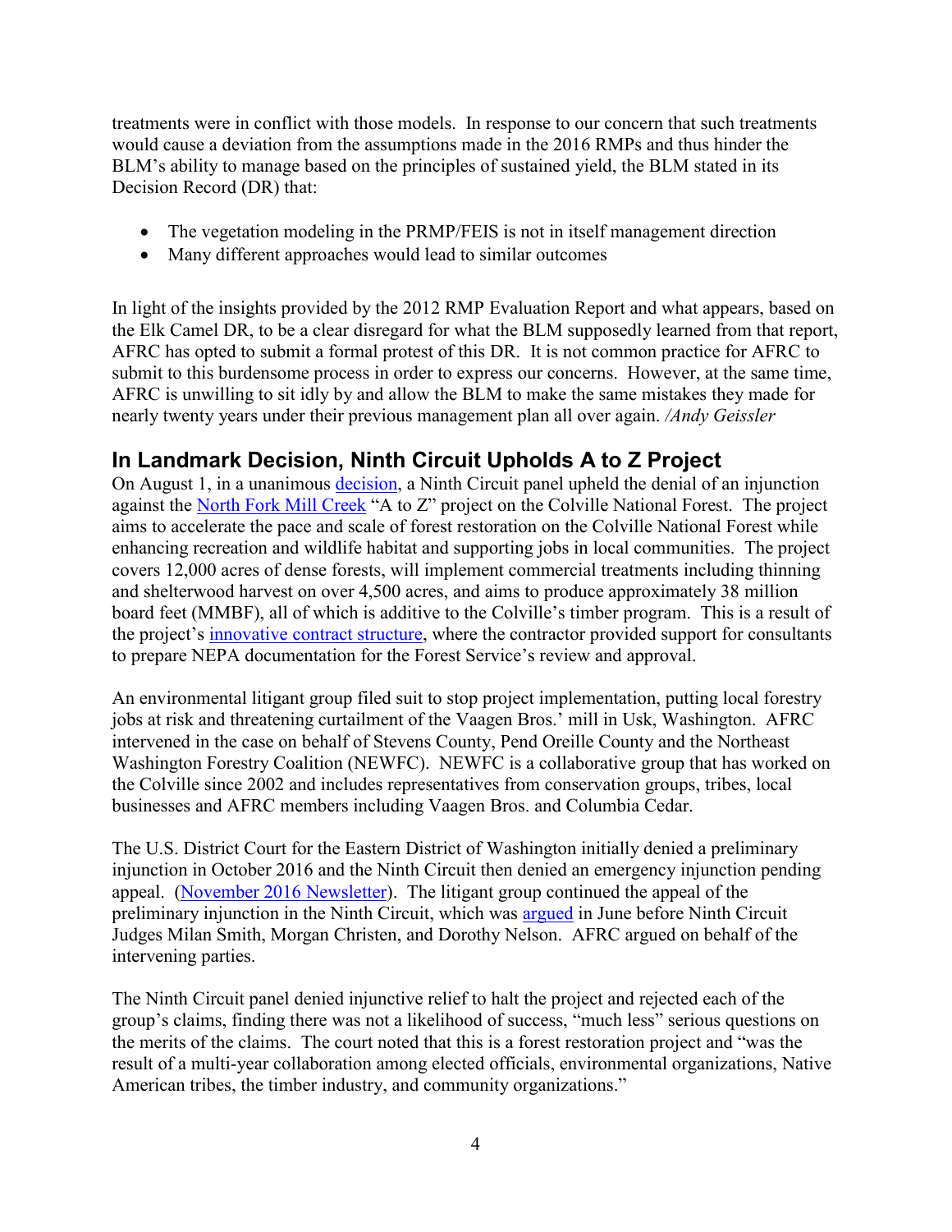treatments were in conflict with those models. In response to our concern that such treatments would cause a deviation from the assumptions made in the 2016 RMPs and thus hinder the BLM's ability to manage based on the principles of sustained yield, the BLM stated in its Decision Record (DR) that:

- The vegetation modeling in the PRMP/FEIS is not in itself management direction
- Many different approaches would lead to similar outcomes

In light of the insights provided by the 2012 RMP Evaluation Report and what appears, based on the Elk Camel DR, to be a clear disregard for what the BLM supposedly learned from that report, AFRC has opted to submit a formal protest of this DR. It is not common practice for AFRC to submit to this burdensome process in order to express our concerns. However, at the same time, AFRC is unwilling to sit idly by and allow the BLM to make the same mistakes they made for nearly twenty years under their previous management plan all over again. */Andy Geissler*

## In Landmark Decision, Ninth Circuit Upholds A to Z Project

On August 1, in a unanimous decision, a Ninth Circuit panel upheld the denial of an injunction against the North Fork Mill Creek "A to Z" project on the Colville National Forest. The project aims to accelerate the pace and scale of forest restoration on the Colville National Forest while enhancing recreation and wildlife habitat and supporting jobs in local communities. The project covers 12,000 acres of dense forests, will implement commercial treatments including thinning and shelterwood harvest on over 4,500 acres, and aims to produce approximately 38 million board feet (MMBF), all of which is additive to the Colville's timber program. This is a result of the project's innovative contract structure, where the contractor provided support for consultants to prepare NEPA documentation for the Forest Service's review and approval.

An environmental litigant group filed suit to stop project implementation, putting local forestry jobs at risk and threatening curtailment of the Vaagen Bros.' mill in Usk, Washington. AFRC intervened in the case on behalf of Stevens County, Pend Oreille County and the Northeast Washington Forestry Coalition (NEWFC). NEWFC is a collaborative group that has worked on the Colville since 2002 and includes representatives from conservation groups, tribes, local businesses and AFRC members including Vaagen Bros. and Columbia Cedar.

The U.S. District Court for the Eastern District of Washington initially denied a preliminary injunction in October 2016 and the Ninth Circuit then denied an emergency injunction pending appeal. (November 2016 Newsletter). The litigant group continued the appeal of the preliminary injunction in the Ninth Circuit, which was argued in June before Ninth Circuit Judges Milan Smith, Morgan Christen, and Dorothy Nelson. AFRC argued on behalf of the intervening parties.

The Ninth Circuit panel denied injunctive relief to halt the project and rejected each of the group's claims, finding there was not a likelihood of success, "much less" serious questions on the merits of the claims. The court noted that this is a forest restoration project and "was the result of a multi-year collaboration among elected officials, environmental organizations, Native American tribes, the timber industry, and community organizations."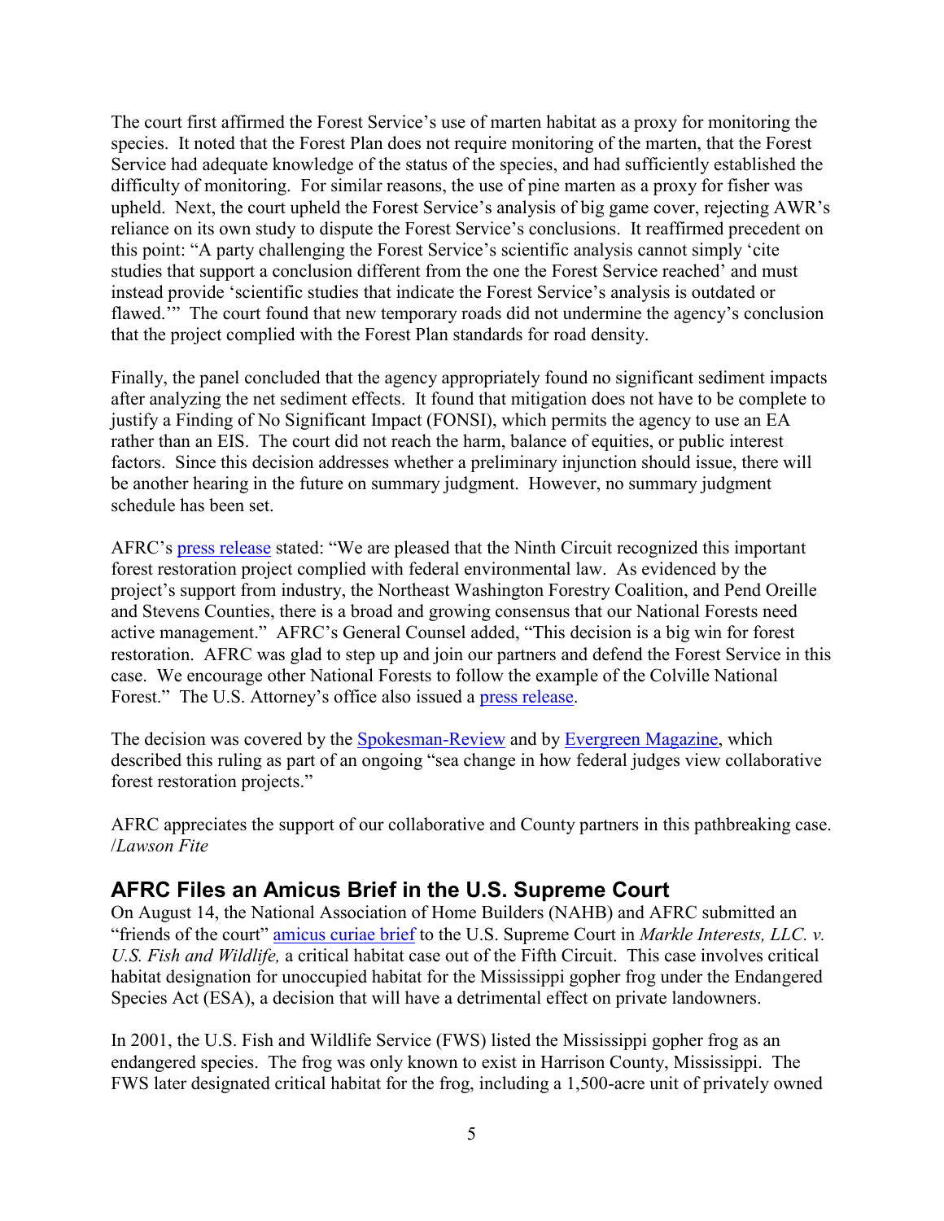The court first affirmed the Forest Service's use of marten habitat as a proxy for monitoring the species. It noted that the Forest Plan does not require monitoring of the marten, that the Forest Service had adequate knowledge of the status of the species, and had sufficiently established the difficulty of monitoring. For similar reasons, the use of pine marten as a proxy for fisher was upheld. Next, the court upheld the Forest Service's analysis of big game cover, rejecting AWR's reliance on its own study to dispute the Forest Service's conclusions. It reaffirmed precedent on this point: "A party challenging the Forest Service's scientific analysis cannot simply 'cite studies that support a conclusion different from the one the Forest Service reached' and must instead provide 'scientific studies that indicate the Forest Service's analysis is outdated or flawed.'" The court found that new temporary roads did not undermine the agency's conclusion that the project complied with the Forest Plan standards for road density.

Finally, the panel concluded that the agency appropriately found no significant sediment impacts after analyzing the net sediment effects. It found that mitigation does not have to be complete to justify a Finding of No Significant Impact (FONSI), which permits the agency to use an EA rather than an EIS. The court did not reach the harm, balance of equities, or public interest factors. Since this decision addresses whether a preliminary injunction should issue, there will be another hearing in the future on summary judgment. However, no summary judgment schedule has been set.

AFRC's press release stated: "We are pleased that the Ninth Circuit recognized this important forest restoration project complied with federal environmental law. As evidenced by the project's support from industry, the Northeast Washington Forestry Coalition, and Pend Oreille and Stevens Counties, there is a broad and growing consensus that our National Forests need active management." AFRC's General Counsel added, "This decision is a big win for forest restoration. AFRC was glad to step up and join our partners and defend the Forest Service in this case. We encourage other National Forests to follow the example of the Colville National Forest." The U.S. Attorney's office also issued a press release.

The decision was covered by the Spokesman-Review and by Evergreen Magazine, which described this ruling as part of an ongoing "sea change in how federal judges view collaborative forest restoration projects."

AFRC appreciates the support of our collaborative and County partners in this pathbreaking case. /*Lawson Fite*

## AFRC Files an Amicus Brief in the U.S. Supreme Court

On August 14, the National Association of Home Builders (NAHB) and AFRC submitted an "friends of the court" amicus curiae brief to the U.S. Supreme Court in *Markle Interests, LLC. v. U.S. Fish and Wildlife,* a critical habitat case out of the Fifth Circuit. This case involves critical habitat designation for unoccupied habitat for the Mississippi gopher frog under the Endangered Species Act (ESA), a decision that will have a detrimental effect on private landowners.

In 2001, the U.S. Fish and Wildlife Service (FWS) listed the Mississippi gopher frog as an endangered species. The frog was only known to exist in Harrison County, Mississippi. The FWS later designated critical habitat for the frog, including a 1,500-acre unit of privately owned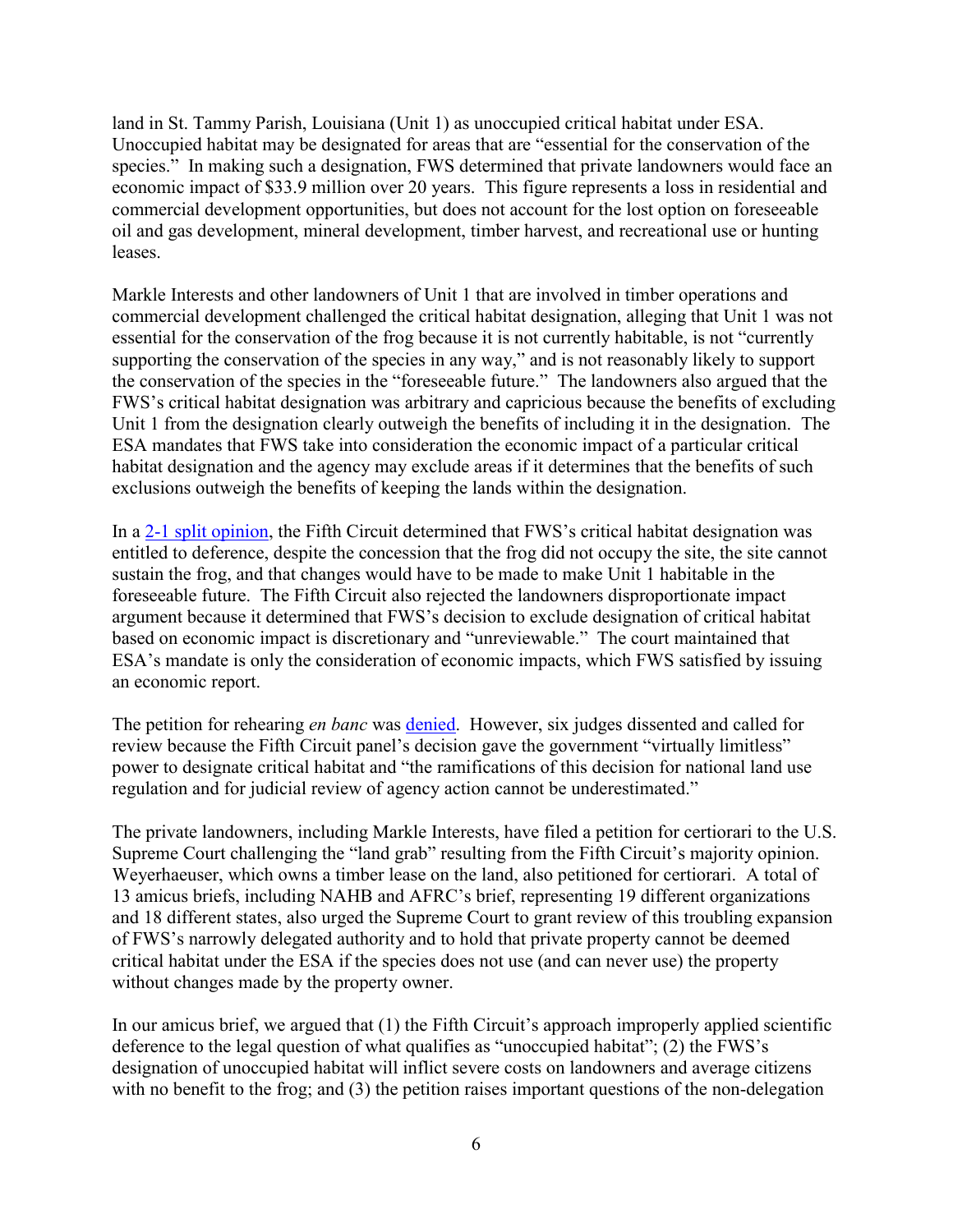land in St. Tammy Parish, Louisiana (Unit 1) as unoccupied critical habitat under ESA. Unoccupied habitat may be designated for areas that are "essential for the conservation of the species." In making such a designation, FWS determined that private landowners would face an economic impact of $33.9 million over 20 years. This figure represents a loss in residential and commercial development opportunities, but does not account for the lost option on foreseeable oil and gas development, mineral development, timber harvest, and recreational use or hunting leases.

Markle Interests and other landowners of Unit 1 that are involved in timber operations and commercial development challenged the critical habitat designation, alleging that Unit 1 was not essential for the conservation of the frog because it is not currently habitable, is not "currently supporting the conservation of the species in any way," and is not reasonably likely to support the conservation of the species in the "foreseeable future." The landowners also argued that the FWS's critical habitat designation was arbitrary and capricious because the benefits of excluding Unit 1 from the designation clearly outweigh the benefits of including it in the designation. The ESA mandates that FWS take into consideration the economic impact of a particular critical habitat designation and the agency may exclude areas if it determines that the benefits of such exclusions outweigh the benefits of keeping the lands within the designation.

In a 2-1 split opinion, the Fifth Circuit determined that FWS's critical habitat designation was entitled to deference, despite the concession that the frog did not occupy the site, the site cannot sustain the frog, and that changes would have to be made to make Unit 1 habitable in the foreseeable future. The Fifth Circuit also rejected the landowners disproportionate impact argument because it determined that FWS's decision to exclude designation of critical habitat based on economic impact is discretionary and "unreviewable." The court maintained that ESA's mandate is only the consideration of economic impacts, which FWS satisfied by issuing an economic report.

The petition for rehearing *en banc* was denied. However, six judges dissented and called for review because the Fifth Circuit panel's decision gave the government "virtually limitless" power to designate critical habitat and "the ramifications of this decision for national land use regulation and for judicial review of agency action cannot be underestimated."

The private landowners, including Markle Interests, have filed a petition for certiorari to the U.S. Supreme Court challenging the "land grab" resulting from the Fifth Circuit's majority opinion. Weyerhaeuser, which owns a timber lease on the land, also petitioned for certiorari. A total of 13 amicus briefs, including NAHB and AFRC's brief, representing 19 different organizations and 18 different states, also urged the Supreme Court to grant review of this troubling expansion of FWS's narrowly delegated authority and to hold that private property cannot be deemed critical habitat under the ESA if the species does not use (and can never use) the property without changes made by the property owner.

In our amicus brief, we argued that (1) the Fifth Circuit's approach improperly applied scientific deference to the legal question of what qualifies as "unoccupied habitat"; (2) the FWS's designation of unoccupied habitat will inflict severe costs on landowners and average citizens with no benefit to the frog; and (3) the petition raises important questions of the non-delegation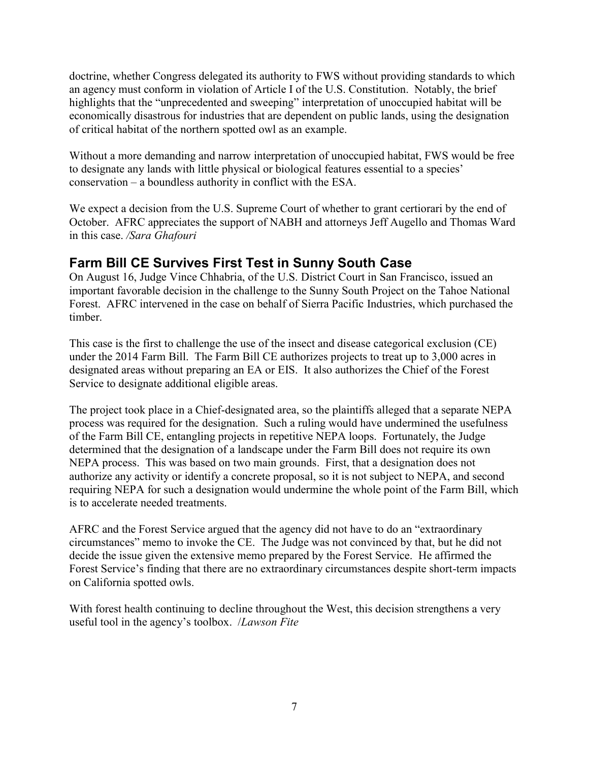doctrine, whether Congress delegated its authority to FWS without providing standards to which an agency must conform in violation of Article I of the U.S. Constitution. Notably, the brief highlights that the "unprecedented and sweeping" interpretation of unoccupied habitat will be economically disastrous for industries that are dependent on public lands, using the designation of critical habitat of the northern spotted owl as an example.

Without a more demanding and narrow interpretation of unoccupied habitat, FWS would be free to designate any lands with little physical or biological features essential to a species' conservation – a boundless authority in conflict with the ESA.

We expect a decision from the U.S. Supreme Court of whether to grant certiorari by the end of October. AFRC appreciates the support of NABH and attorneys Jeff Augello and Thomas Ward in this case. */Sara Ghafouri*

## Farm Bill CE Survives First Test in Sunny South Case

On August 16, Judge Vince Chhabria, of the U.S. District Court in San Francisco, issued an important favorable decision in the challenge to the Sunny South Project on the Tahoe National Forest. AFRC intervened in the case on behalf of Sierra Pacific Industries, which purchased the timber.

This case is the first to challenge the use of the insect and disease categorical exclusion (CE) under the 2014 Farm Bill. The Farm Bill CE authorizes projects to treat up to 3,000 acres in designated areas without preparing an EA or EIS. It also authorizes the Chief of the Forest Service to designate additional eligible areas.

The project took place in a Chief-designated area, so the plaintiffs alleged that a separate NEPA process was required for the designation. Such a ruling would have undermined the usefulness of the Farm Bill CE, entangling projects in repetitive NEPA loops. Fortunately, the Judge determined that the designation of a landscape under the Farm Bill does not require its own NEPA process. This was based on two main grounds. First, that a designation does not authorize any activity or identify a concrete proposal, so it is not subject to NEPA, and second requiring NEPA for such a designation would undermine the whole point of the Farm Bill, which is to accelerate needed treatments.

AFRC and the Forest Service argued that the agency did not have to do an "extraordinary circumstances" memo to invoke the CE. The Judge was not convinced by that, but he did not decide the issue given the extensive memo prepared by the Forest Service. He affirmed the Forest Service's finding that there are no extraordinary circumstances despite short-term impacts on California spotted owls.

With forest health continuing to decline throughout the West, this decision strengthens a very useful tool in the agency's toolbox. /*Lawson Fite*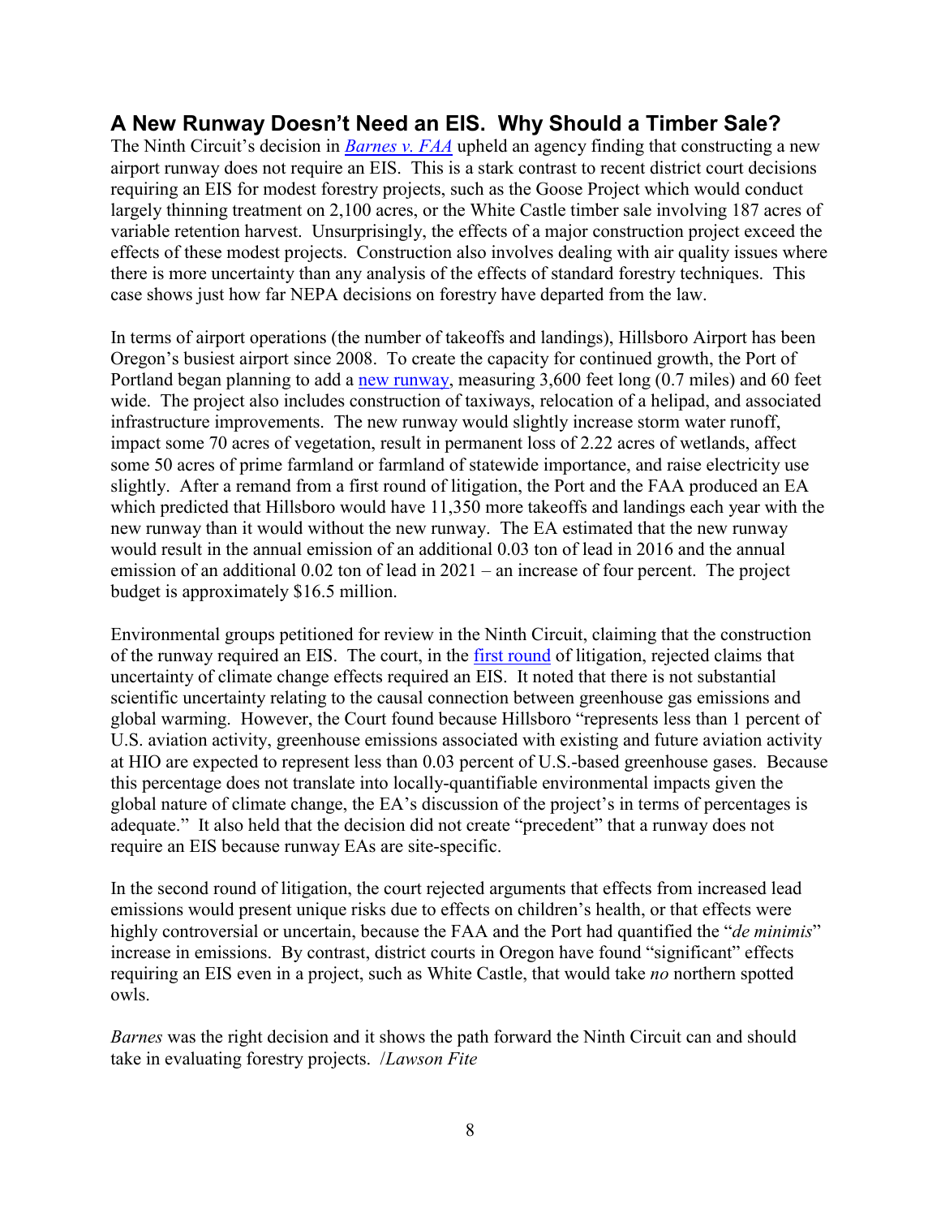## A New Runway Doesn't Need an EIS. Why Should a Timber Sale?

The Ninth Circuit's decision in *Barnes v. FAA* upheld an agency finding that constructing a new airport runway does not require an EIS. This is a stark contrast to recent district court decisions requiring an EIS for modest forestry projects, such as the Goose Project which would conduct largely thinning treatment on 2,100 acres, or the White Castle timber sale involving 187 acres of variable retention harvest. Unsurprisingly, the effects of a major construction project exceed the effects of these modest projects. Construction also involves dealing with air quality issues where there is more uncertainty than any analysis of the effects of standard forestry techniques. This case shows just how far NEPA decisions on forestry have departed from the law.

In terms of airport operations (the number of takeoffs and landings), Hillsboro Airport has been Oregon's busiest airport since 2008. To create the capacity for continued growth, the Port of Portland began planning to add a new runway, measuring 3,600 feet long (0.7 miles) and 60 feet wide. The project also includes construction of taxiways, relocation of a helipad, and associated infrastructure improvements. The new runway would slightly increase storm water runoff, impact some 70 acres of vegetation, result in permanent loss of 2.22 acres of wetlands, affect some 50 acres of prime farmland or farmland of statewide importance, and raise electricity use slightly. After a remand from a first round of litigation, the Port and the FAA produced an EA which predicted that Hillsboro would have 11,350 more takeoffs and landings each year with the new runway than it would without the new runway. The EA estimated that the new runway would result in the annual emission of an additional 0.03 ton of lead in 2016 and the annual emission of an additional 0.02 ton of lead in 2021 – an increase of four percent. The project budget is approximately $16.5 million.

Environmental groups petitioned for review in the Ninth Circuit, claiming that the construction of the runway required an EIS. The court, in the first round of litigation, rejected claims that uncertainty of climate change effects required an EIS. It noted that there is not substantial scientific uncertainty relating to the causal connection between greenhouse gas emissions and global warming. However, the Court found because Hillsboro "represents less than 1 percent of U.S. aviation activity, greenhouse emissions associated with existing and future aviation activity at HIO are expected to represent less than 0.03 percent of U.S.-based greenhouse gases. Because this percentage does not translate into locally-quantifiable environmental impacts given the global nature of climate change, the EA's discussion of the project's in terms of percentages is adequate." It also held that the decision did not create "precedent" that a runway does not require an EIS because runway EAs are site-specific.

In the second round of litigation, the court rejected arguments that effects from increased lead emissions would present unique risks due to effects on children's health, or that effects were highly controversial or uncertain, because the FAA and the Port had quantified the "*de minimis*" increase in emissions. By contrast, district courts in Oregon have found "significant" effects requiring an EIS even in a project, such as White Castle, that would take *no* northern spotted owls.

*Barnes* was the right decision and it shows the path forward the Ninth Circuit can and should take in evaluating forestry projects. /*Lawson Fite*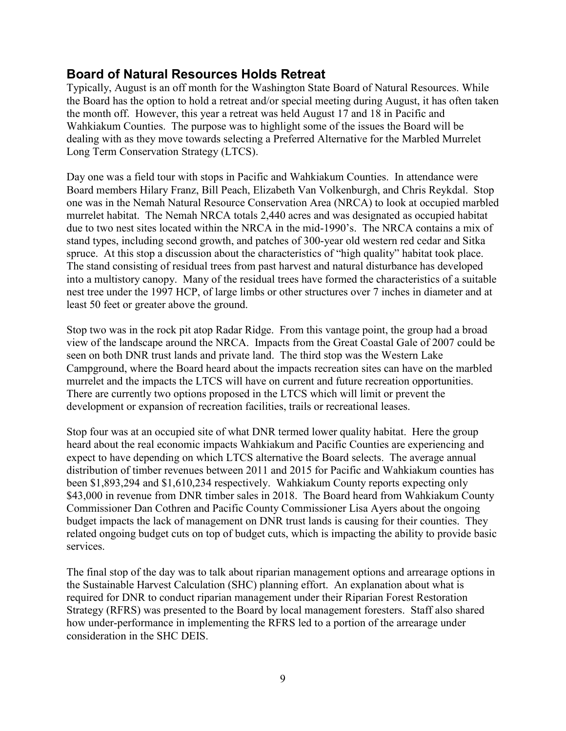## Board of Natural Resources Holds Retreat

Typically, August is an off month for the Washington State Board of Natural Resources. While the Board has the option to hold a retreat and/or special meeting during August, it has often taken the month off. However, this year a retreat was held August 17 and 18 in Pacific and Wahkiakum Counties. The purpose was to highlight some of the issues the Board will be dealing with as they move towards selecting a Preferred Alternative for the Marbled Murrelet Long Term Conservation Strategy (LTCS).

Day one was a field tour with stops in Pacific and Wahkiakum Counties. In attendance were Board members Hilary Franz, Bill Peach, Elizabeth Van Volkenburgh, and Chris Reykdal. Stop one was in the Nemah Natural Resource Conservation Area (NRCA) to look at occupied marbled murrelet habitat. The Nemah NRCA totals 2,440 acres and was designated as occupied habitat due to two nest sites located within the NRCA in the mid-1990's. The NRCA contains a mix of stand types, including second growth, and patches of 300-year old western red cedar and Sitka spruce. At this stop a discussion about the characteristics of "high quality" habitat took place. The stand consisting of residual trees from past harvest and natural disturbance has developed into a multistory canopy. Many of the residual trees have formed the characteristics of a suitable nest tree under the 1997 HCP, of large limbs or other structures over 7 inches in diameter and at least 50 feet or greater above the ground.

Stop two was in the rock pit atop Radar Ridge. From this vantage point, the group had a broad view of the landscape around the NRCA. Impacts from the Great Coastal Gale of 2007 could be seen on both DNR trust lands and private land. The third stop was the Western Lake Campground, where the Board heard about the impacts recreation sites can have on the marbled murrelet and the impacts the LTCS will have on current and future recreation opportunities. There are currently two options proposed in the LTCS which will limit or prevent the development or expansion of recreation facilities, trails or recreational leases.

Stop four was at an occupied site of what DNR termed lower quality habitat. Here the group heard about the real economic impacts Wahkiakum and Pacific Counties are experiencing and expect to have depending on which LTCS alternative the Board selects. The average annual distribution of timber revenues between 2011 and 2015 for Pacific and Wahkiakum counties has been $1,893,294 and $1,610,234 respectively. Wahkiakum County reports expecting only $43,000 in revenue from DNR timber sales in 2018. The Board heard from Wahkiakum County Commissioner Dan Cothren and Pacific County Commissioner Lisa Ayers about the ongoing budget impacts the lack of management on DNR trust lands is causing for their counties. They related ongoing budget cuts on top of budget cuts, which is impacting the ability to provide basic services.

The final stop of the day was to talk about riparian management options and arrearage options in the Sustainable Harvest Calculation (SHC) planning effort. An explanation about what is required for DNR to conduct riparian management under their Riparian Forest Restoration Strategy (RFRS) was presented to the Board by local management foresters. Staff also shared how under-performance in implementing the RFRS led to a portion of the arrearage under consideration in the SHC DEIS.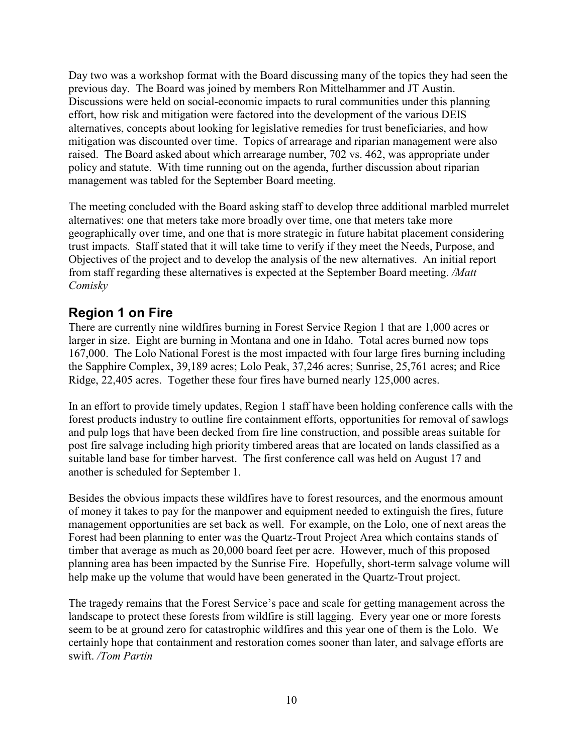Day two was a workshop format with the Board discussing many of the topics they had seen the previous day. The Board was joined by members Ron Mittelhammer and JT Austin. Discussions were held on social-economic impacts to rural communities under this planning effort, how risk and mitigation were factored into the development of the various DEIS alternatives, concepts about looking for legislative remedies for trust beneficiaries, and how mitigation was discounted over time. Topics of arrearage and riparian management were also raised. The Board asked about which arrearage number, 702 vs. 462, was appropriate under policy and statute. With time running out on the agenda, further discussion about riparian management was tabled for the September Board meeting.

The meeting concluded with the Board asking staff to develop three additional marbled murrelet alternatives: one that meters take more broadly over time, one that meters take more geographically over time, and one that is more strategic in future habitat placement considering trust impacts. Staff stated that it will take time to verify if they meet the Needs, Purpose, and Objectives of the project and to develop the analysis of the new alternatives. An initial report from staff regarding these alternatives is expected at the September Board meeting. */Matt Comisky*

## Region 1 on Fire

There are currently nine wildfires burning in Forest Service Region 1 that are 1,000 acres or larger in size. Eight are burning in Montana and one in Idaho. Total acres burned now tops 167,000. The Lolo National Forest is the most impacted with four large fires burning including the Sapphire Complex, 39,189 acres; Lolo Peak, 37,246 acres; Sunrise, 25,761 acres; and Rice Ridge, 22,405 acres. Together these four fires have burned nearly 125,000 acres.

In an effort to provide timely updates, Region 1 staff have been holding conference calls with the forest products industry to outline fire containment efforts, opportunities for removal of sawlogs and pulp logs that have been decked from fire line construction, and possible areas suitable for post fire salvage including high priority timbered areas that are located on lands classified as a suitable land base for timber harvest. The first conference call was held on August 17 and another is scheduled for September 1.

Besides the obvious impacts these wildfires have to forest resources, and the enormous amount of money it takes to pay for the manpower and equipment needed to extinguish the fires, future management opportunities are set back as well. For example, on the Lolo, one of next areas the Forest had been planning to enter was the Quartz-Trout Project Area which contains stands of timber that average as much as 20,000 board feet per acre. However, much of this proposed planning area has been impacted by the Sunrise Fire. Hopefully, short-term salvage volume will help make up the volume that would have been generated in the Quartz-Trout project.

The tragedy remains that the Forest Service's pace and scale for getting management across the landscape to protect these forests from wildfire is still lagging. Every year one or more forests seem to be at ground zero for catastrophic wildfires and this year one of them is the Lolo. We certainly hope that containment and restoration comes sooner than later, and salvage efforts are swift. */Tom Partin*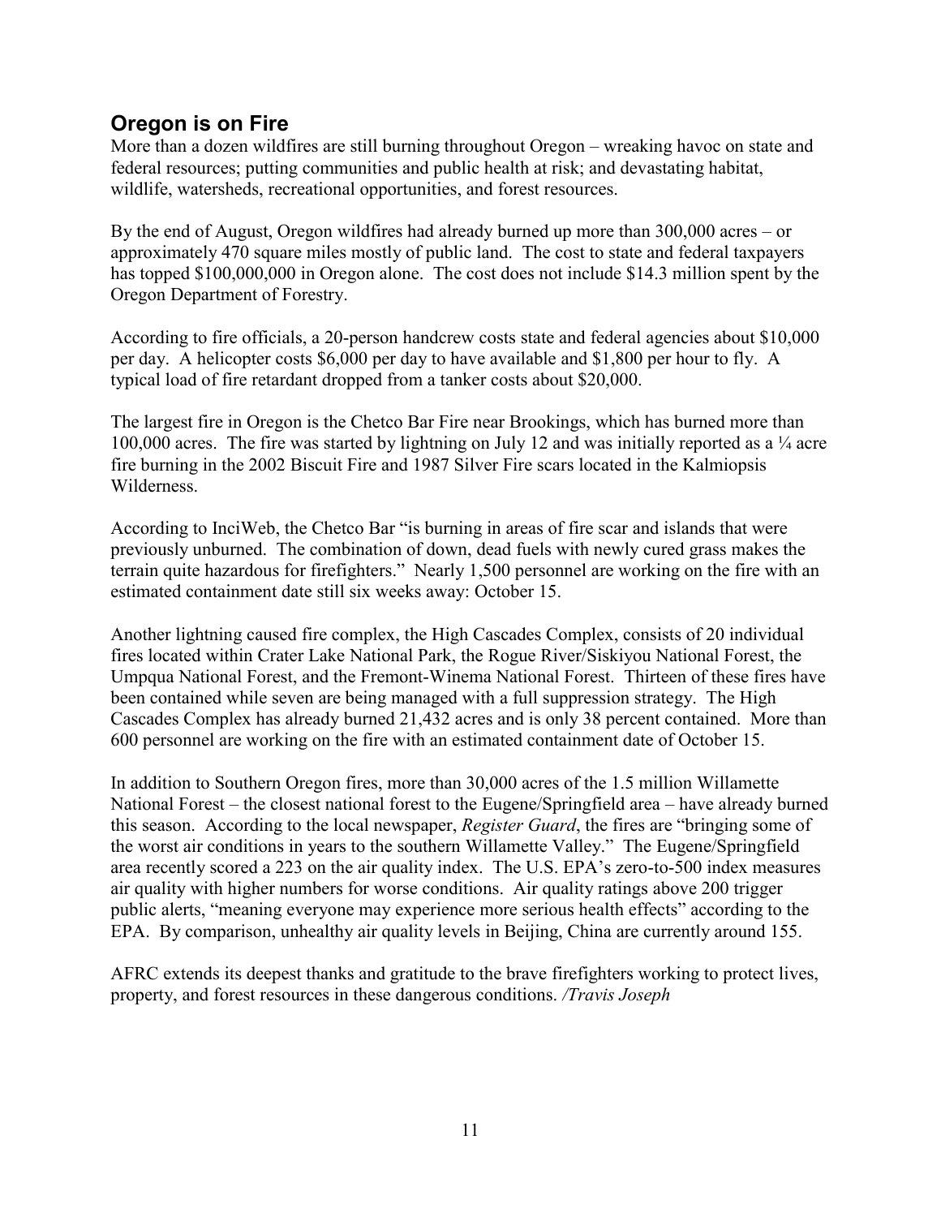## Oregon is on Fire

More than a dozen wildfires are still burning throughout Oregon – wreaking havoc on state and federal resources; putting communities and public health at risk; and devastating habitat, wildlife, watersheds, recreational opportunities, and forest resources.

By the end of August, Oregon wildfires had already burned up more than 300,000 acres – or approximately 470 square miles mostly of public land. The cost to state and federal taxpayers has topped $100,000,000 in Oregon alone. The cost does not include $14.3 million spent by the Oregon Department of Forestry.

According to fire officials, a 20-person handcrew costs state and federal agencies about $10,000 per day. A helicopter costs $6,000 per day to have available and $1,800 per hour to fly. A typical load of fire retardant dropped from a tanker costs about $20,000.

The largest fire in Oregon is the Chetco Bar Fire near Brookings, which has burned more than 100,000 acres. The fire was started by lightning on July 12 and was initially reported as a ¼ acre fire burning in the 2002 Biscuit Fire and 1987 Silver Fire scars located in the Kalmiopsis Wilderness.

According to InciWeb, the Chetco Bar "is burning in areas of fire scar and islands that were previously unburned. The combination of down, dead fuels with newly cured grass makes the terrain quite hazardous for firefighters." Nearly 1,500 personnel are working on the fire with an estimated containment date still six weeks away: October 15.

Another lightning caused fire complex, the High Cascades Complex, consists of 20 individual fires located within Crater Lake National Park, the Rogue River/Siskiyou National Forest, the Umpqua National Forest, and the Fremont-Winema National Forest. Thirteen of these fires have been contained while seven are being managed with a full suppression strategy. The High Cascades Complex has already burned 21,432 acres and is only 38 percent contained. More than 600 personnel are working on the fire with an estimated containment date of October 15.

In addition to Southern Oregon fires, more than 30,000 acres of the 1.5 million Willamette National Forest – the closest national forest to the Eugene/Springfield area – have already burned this season. According to the local newspaper, *Register Guard*, the fires are "bringing some of the worst air conditions in years to the southern Willamette Valley." The Eugene/Springfield area recently scored a 223 on the air quality index. The U.S. EPA's zero-to-500 index measures air quality with higher numbers for worse conditions. Air quality ratings above 200 trigger public alerts, "meaning everyone may experience more serious health effects" according to the EPA. By comparison, unhealthy air quality levels in Beijing, China are currently around 155.

AFRC extends its deepest thanks and gratitude to the brave firefighters working to protect lives, property, and forest resources in these dangerous conditions. */Travis Joseph*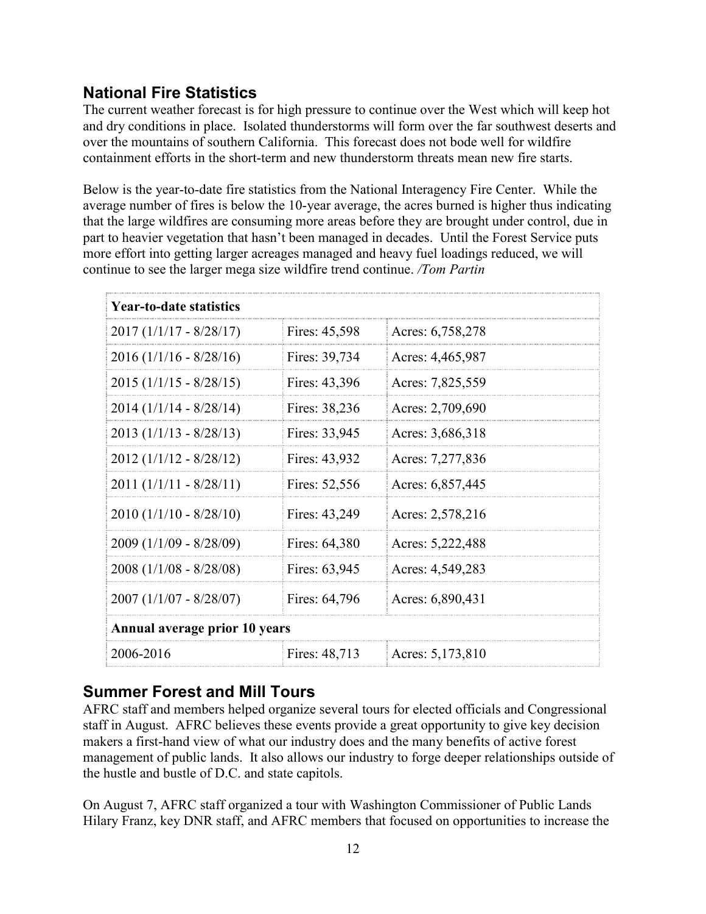## National Fire Statistics

The current weather forecast is for high pressure to continue over the West which will keep hot and dry conditions in place. Isolated thunderstorms will form over the far southwest deserts and over the mountains of southern California. This forecast does not bode well for wildfire containment efforts in the short-term and new thunderstorm threats mean new fire starts.

Below is the year-to-date fire statistics from the National Interagency Fire Center. While the average number of fires is below the 10-year average, the acres burned is higher thus indicating that the large wildfires are consuming more areas before they are brought under control, due in part to heavier vegetation that hasn't been managed in decades. Until the Forest Service puts more effort into getting larger acreages managed and heavy fuel loadings reduced, we will continue to see the larger mega size wildfire trend continue. */Tom Partin*

| **Year-to-date statistics** | | |
|---|---|---|
| 2017 (1/1/17 - 8/28/17) | Fires: 45,598 | Acres: 6,758,278 |
| 2016 (1/1/16 - 8/28/16) | Fires: 39,734 | Acres: 4,465,987 |
| 2015 (1/1/15 - 8/28/15) | Fires: 43,396 | Acres: 7,825,559 |
| 2014 (1/1/14 - 8/28/14) | Fires: 38,236 | Acres: 2,709,690 |
| 2013 (1/1/13 - 8/28/13) | Fires: 33,945 | Acres: 3,686,318 |
| 2012 (1/1/12 - 8/28/12) | Fires: 43,932 | Acres: 7,277,836 |
| 2011 (1/1/11 - 8/28/11) | Fires: 52,556 | Acres: 6,857,445 |
| 2010 (1/1/10 - 8/28/10) | Fires: 43,249 | Acres: 2,578,216 |
| 2009 (1/1/09 - 8/28/09) | Fires: 64,380 | Acres: 5,222,488 |
| 2008 (1/1/08 - 8/28/08) | Fires: 63,945 | Acres: 4,549,283 |
| 2007 (1/1/07 - 8/28/07) | Fires: 64,796 | Acres: 6,890,431 |
| **Annual average prior 10 years** | | |
| 2006-2016 | Fires: 48,713 | Acres: 5,173,810 |

## Summer Forest and Mill Tours

AFRC staff and members helped organize several tours for elected officials and Congressional staff in August. AFRC believes these events provide a great opportunity to give key decision makers a first-hand view of what our industry does and the many benefits of active forest management of public lands. It also allows our industry to forge deeper relationships outside of the hustle and bustle of D.C. and state capitols.

On August 7, AFRC staff organized a tour with Washington Commissioner of Public Lands Hilary Franz, key DNR staff, and AFRC members that focused on opportunities to increase the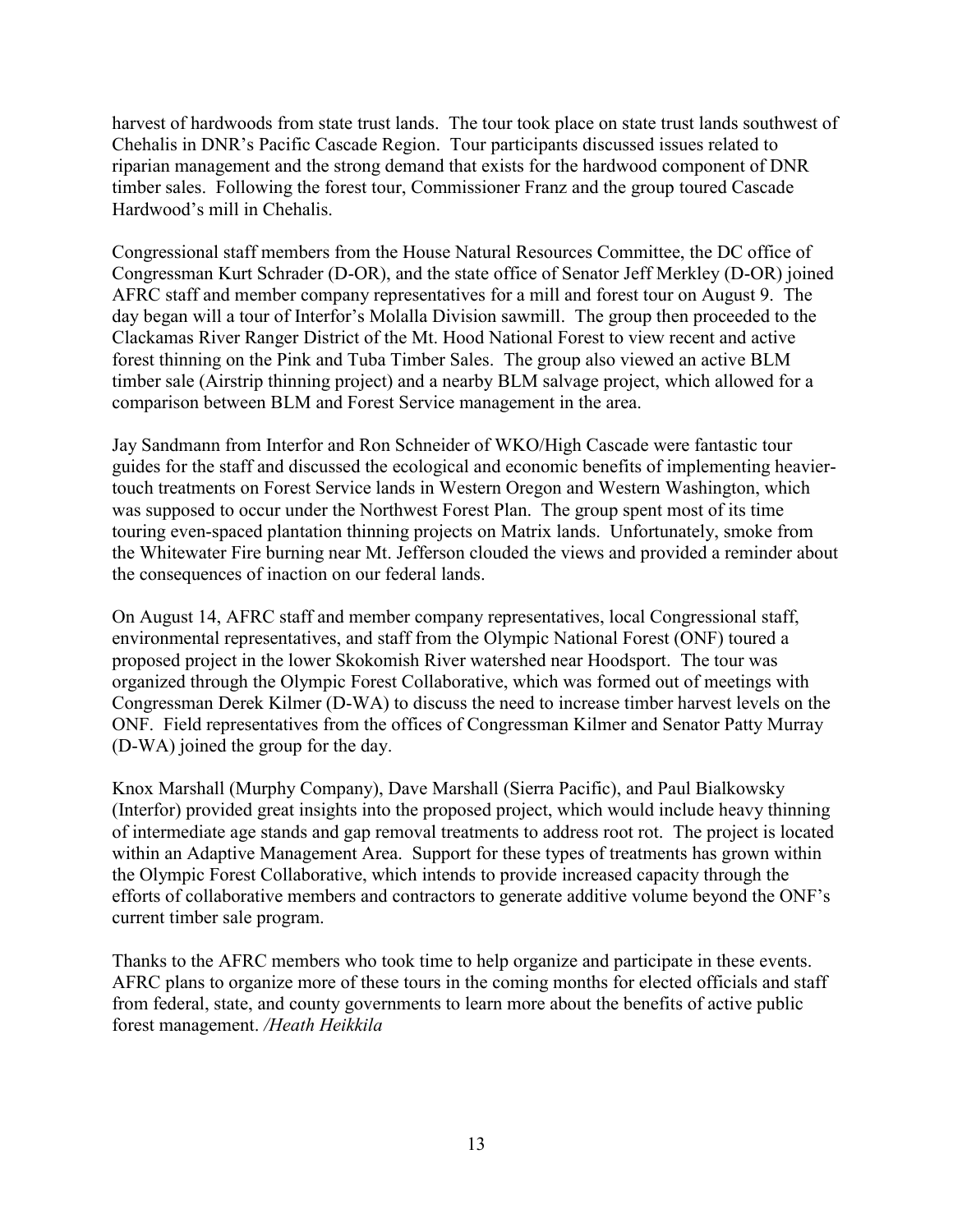harvest of hardwoods from state trust lands. The tour took place on state trust lands southwest of Chehalis in DNR's Pacific Cascade Region. Tour participants discussed issues related to riparian management and the strong demand that exists for the hardwood component of DNR timber sales. Following the forest tour, Commissioner Franz and the group toured Cascade Hardwood's mill in Chehalis.

Congressional staff members from the House Natural Resources Committee, the DC office of Congressman Kurt Schrader (D-OR), and the state office of Senator Jeff Merkley (D-OR) joined AFRC staff and member company representatives for a mill and forest tour on August 9. The day began will a tour of Interfor's Molalla Division sawmill. The group then proceeded to the Clackamas River Ranger District of the Mt. Hood National Forest to view recent and active forest thinning on the Pink and Tuba Timber Sales. The group also viewed an active BLM timber sale (Airstrip thinning project) and a nearby BLM salvage project, which allowed for a comparison between BLM and Forest Service management in the area.

Jay Sandmann from Interfor and Ron Schneider of WKO/High Cascade were fantastic tour guides for the staff and discussed the ecological and economic benefits of implementing heavier-touch treatments on Forest Service lands in Western Oregon and Western Washington, which was supposed to occur under the Northwest Forest Plan. The group spent most of its time touring even-spaced plantation thinning projects on Matrix lands. Unfortunately, smoke from the Whitewater Fire burning near Mt. Jefferson clouded the views and provided a reminder about the consequences of inaction on our federal lands.

On August 14, AFRC staff and member company representatives, local Congressional staff, environmental representatives, and staff from the Olympic National Forest (ONF) toured a proposed project in the lower Skokomish River watershed near Hoodsport. The tour was organized through the Olympic Forest Collaborative, which was formed out of meetings with Congressman Derek Kilmer (D-WA) to discuss the need to increase timber harvest levels on the ONF. Field representatives from the offices of Congressman Kilmer and Senator Patty Murray (D-WA) joined the group for the day.

Knox Marshall (Murphy Company), Dave Marshall (Sierra Pacific), and Paul Bialkowsky (Interfor) provided great insights into the proposed project, which would include heavy thinning of intermediate age stands and gap removal treatments to address root rot. The project is located within an Adaptive Management Area. Support for these types of treatments has grown within the Olympic Forest Collaborative, which intends to provide increased capacity through the efforts of collaborative members and contractors to generate additive volume beyond the ONF's current timber sale program.

Thanks to the AFRC members who took time to help organize and participate in these events. AFRC plans to organize more of these tours in the coming months for elected officials and staff from federal, state, and county governments to learn more about the benefits of active public forest management. */Heath Heikkila*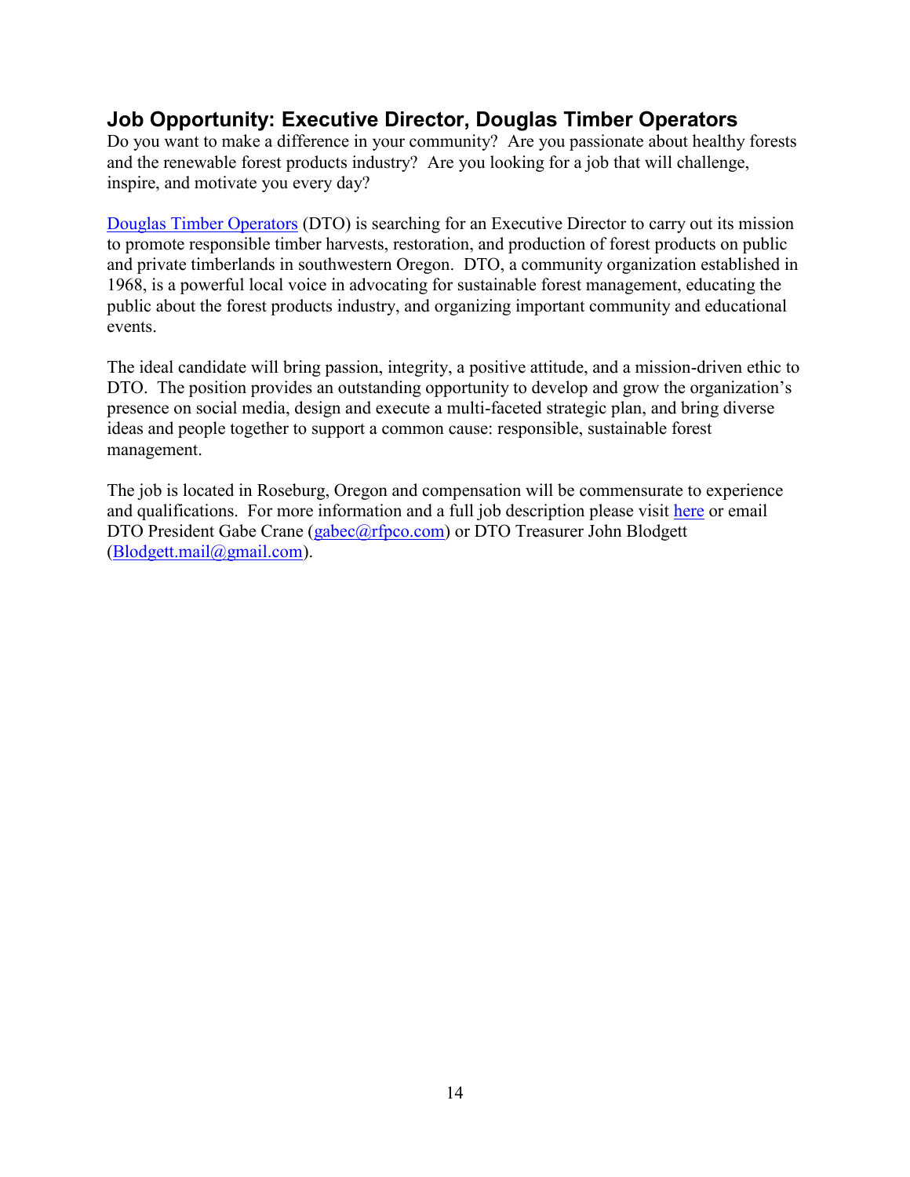## Job Opportunity: Executive Director, Douglas Timber Operators

Do you want to make a difference in your community? Are you passionate about healthy forests and the renewable forest products industry? Are you looking for a job that will challenge, inspire, and motivate you every day?

Douglas Timber Operators (DTO) is searching for an Executive Director to carry out its mission to promote responsible timber harvests, restoration, and production of forest products on public and private timberlands in southwestern Oregon. DTO, a community organization established in 1968, is a powerful local voice in advocating for sustainable forest management, educating the public about the forest products industry, and organizing important community and educational events.

The ideal candidate will bring passion, integrity, a positive attitude, and a mission-driven ethic to DTO. The position provides an outstanding opportunity to develop and grow the organization's presence on social media, design and execute a multi-faceted strategic plan, and bring diverse ideas and people together to support a common cause: responsible, sustainable forest management.

The job is located in Roseburg, Oregon and compensation will be commensurate to experience and qualifications. For more information and a full job description please visit here or email DTO President Gabe Crane (gabec@rfpco.com) or DTO Treasurer John Blodgett (Blodgett.mail@gmail.com).